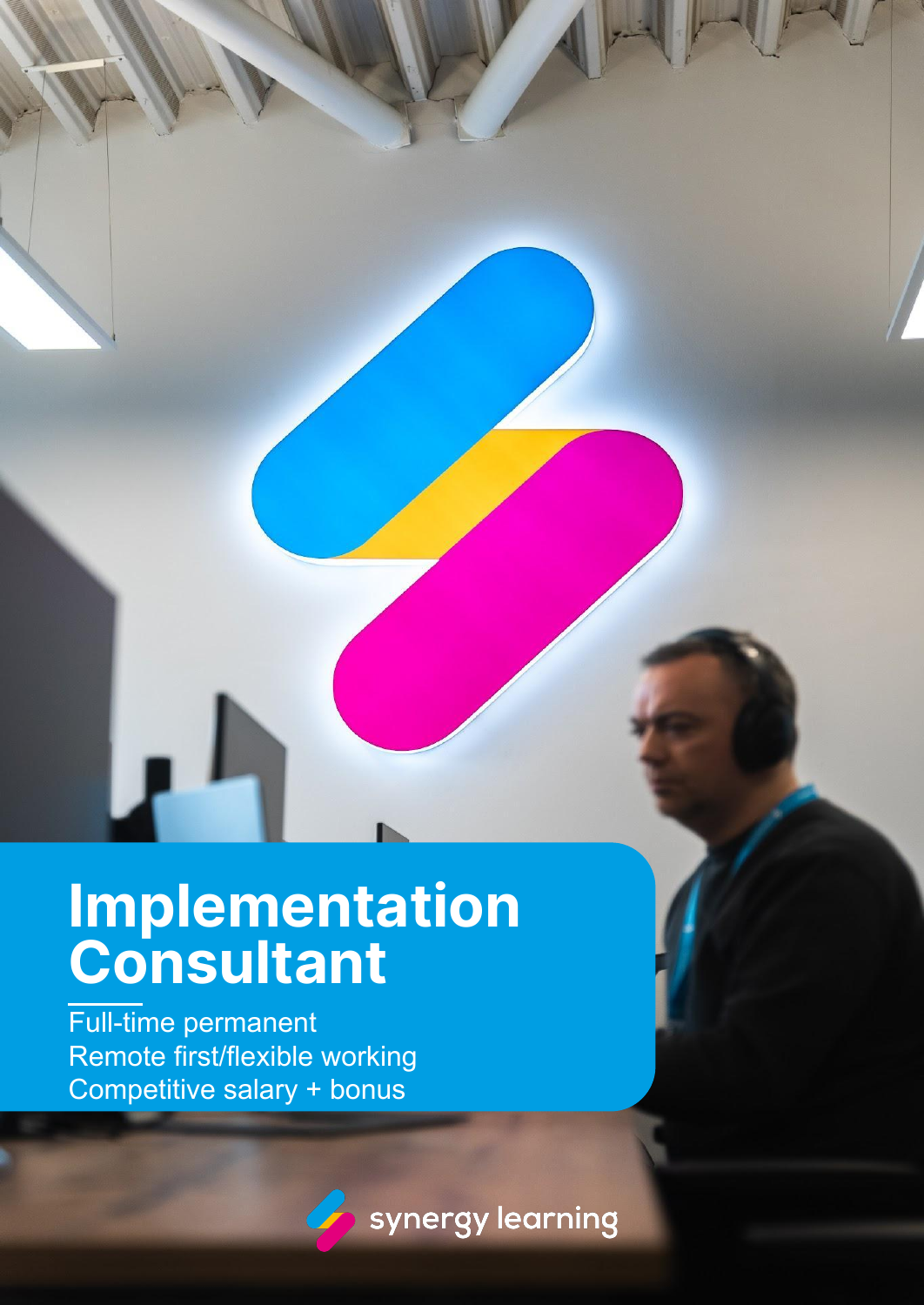# Implementation Consultant

Full-time permanent
Remote first/flexible working
Competitive salary + bonus

synergy learning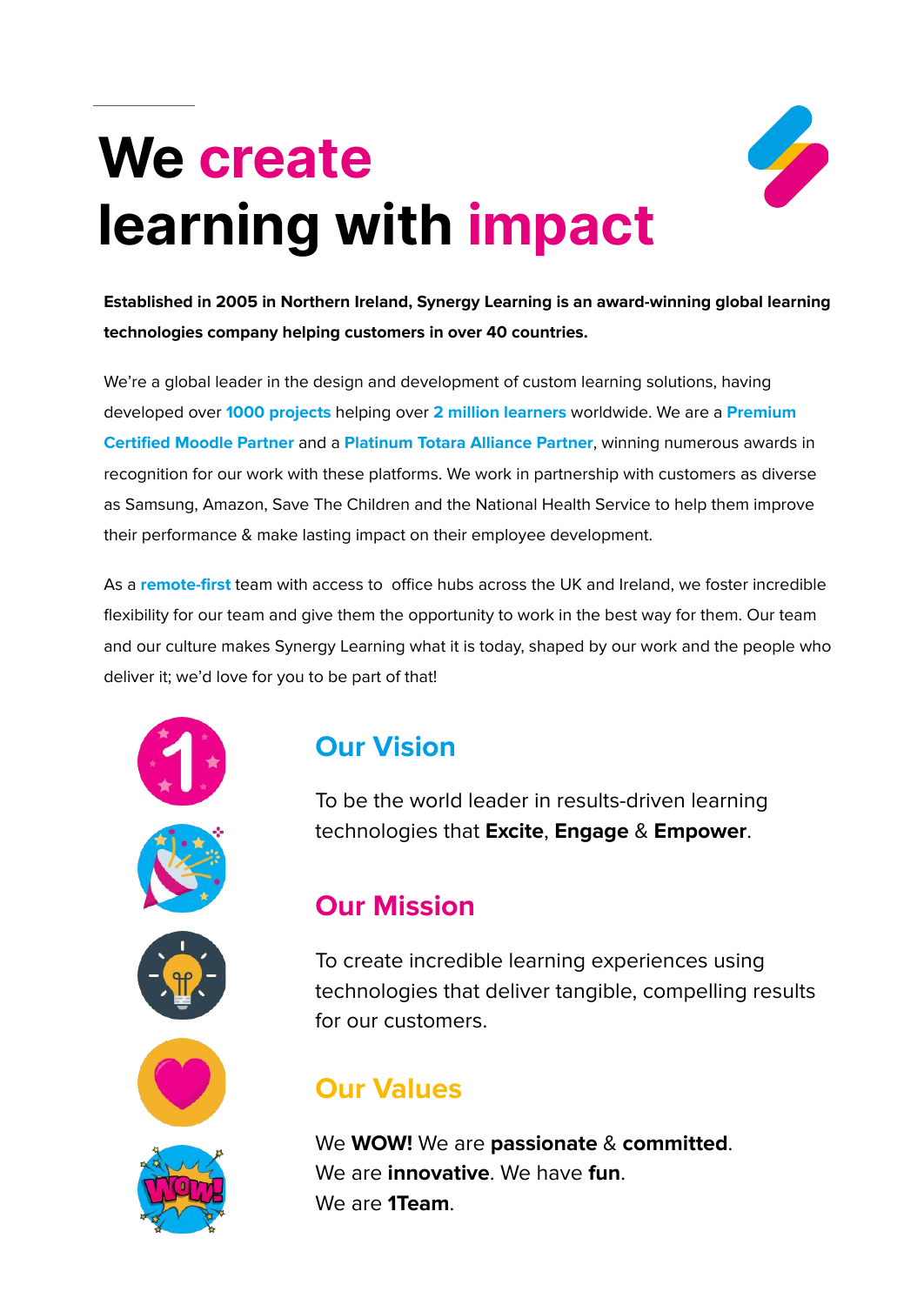# We create learning with impact

**Established in 2005 in Northern Ireland, Synergy Learning is an award-winning global learning technologies company helping customers in over 40 countries.**

We're a global leader in the design and development of custom learning solutions, having developed over **1000 projects** helping over **2 million learners** worldwide. We are a **Premium Certified Moodle Partner** and a **Platinum Totara Alliance Partner**, winning numerous awards in recognition for our work with these platforms. We work in partnership with customers as diverse as Samsung, Amazon, Save The Children and the National Health Service to help them improve their performance & make lasting impact on their employee development.

As a **remote-first** team with access to office hubs across the UK and Ireland, we foster incredible flexibility for our team and give them the opportunity to work in the best way for them. Our team and our culture makes Synergy Learning what it is today, shaped by our work and the people who deliver it; we'd love for you to be part of that!

## Our Vision

To be the world leader in results-driven learning technologies that **Excite**, **Engage** & **Empower**.

## Our Mission

To create incredible learning experiences using technologies that deliver tangible, compelling results for our customers.

## Our Values

We **WOW!** We are **passionate** & **committed**.
We are **innovative**. We have **fun**.
We are **1Team**.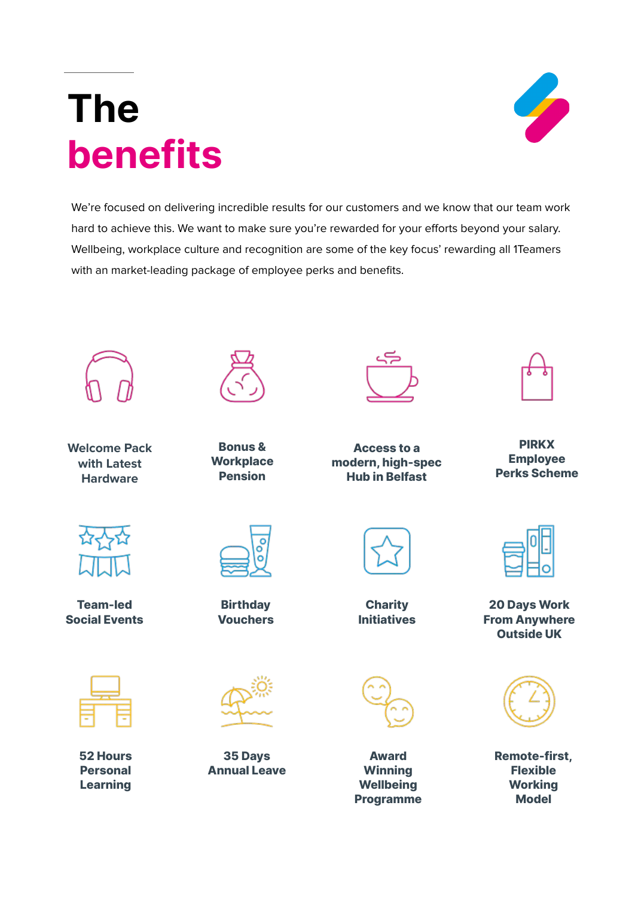# The benefits

We're focused on delivering incredible results for our customers and we know that our team work hard to achieve this. We want to make sure you're rewarded for your efforts beyond your salary. Wellbeing, workplace culture and recognition are some of the key focus' rewarding all 1Teamers with an market-leading package of employee perks and benefits.

- **Welcome Pack with Latest Hardware**
- **Bonus & Workplace Pension**
- **Access to a modern, high-spec Hub in Belfast**
- **PIRKX Employee Perks Scheme**
- **Team-led Social Events**
- **Birthday Vouchers**
- **Charity Initiatives**
- **20 Days Work From Anywhere Outside UK**
- **52 Hours Personal Learning**
- **35 Days Annual Leave**
- **Award Winning Wellbeing Programme**
- **Remote-first, Flexible Working Model**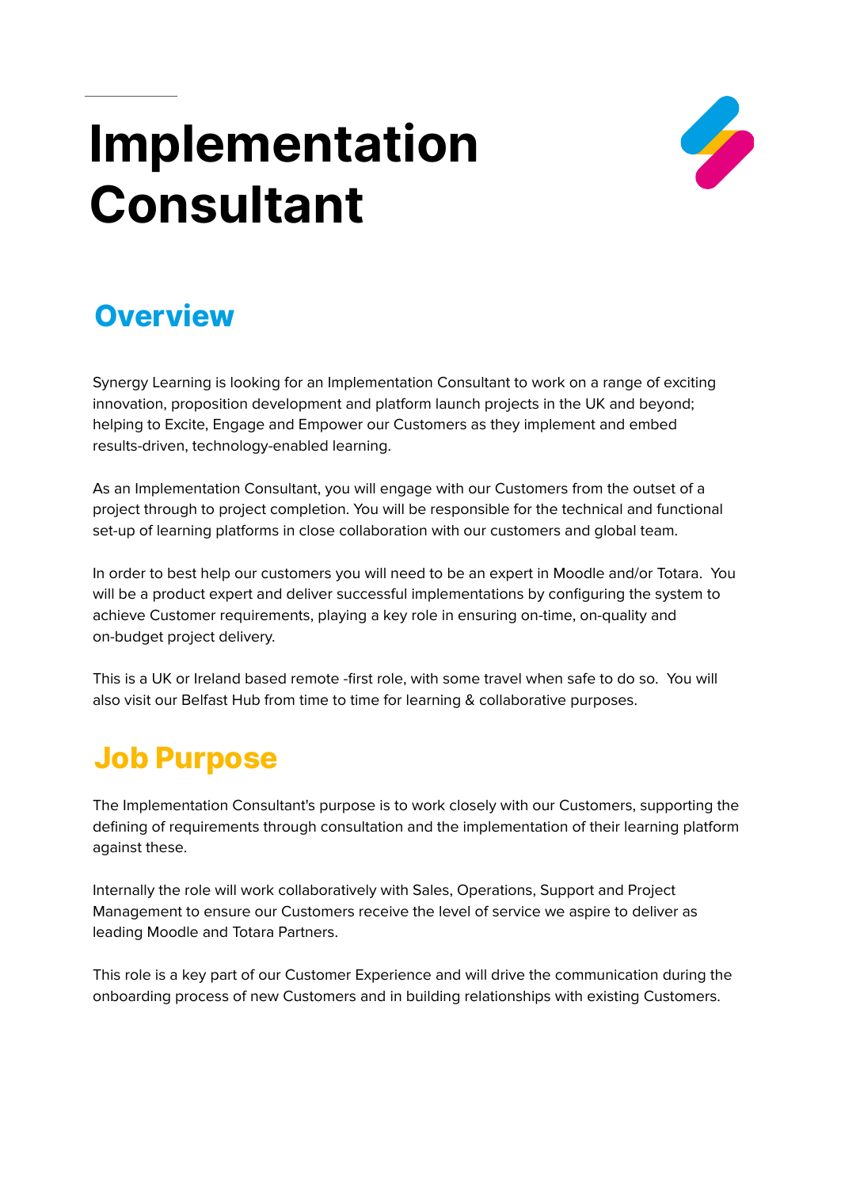# Implementation Consultant

## Overview

Synergy Learning is looking for an Implementation Consultant to work on a range of exciting innovation, proposition development and platform launch projects in the UK and beyond; helping to Excite, Engage and Empower our Customers as they implement and embed results-driven, technology-enabled learning.

As an Implementation Consultant, you will engage with our Customers from the outset of a project through to project completion. You will be responsible for the technical and functional set-up of learning platforms in close collaboration with our customers and global team.

In order to best help our customers you will need to be an expert in Moodle and/or Totara. You will be a product expert and deliver successful implementations by configuring the system to achieve Customer requirements, playing a key role in ensuring on-time, on-quality and on-budget project delivery.

This is a UK or Ireland based remote -first role, with some travel when safe to do so. You will also visit our Belfast Hub from time to time for learning & collaborative purposes.

## Job Purpose

The Implementation Consultant's purpose is to work closely with our Customers, supporting the defining of requirements through consultation and the implementation of their learning platform against these.

Internally the role will work collaboratively with Sales, Operations, Support and Project Management to ensure our Customers receive the level of service we aspire to deliver as leading Moodle and Totara Partners.

This role is a key part of our Customer Experience and will drive the communication during the onboarding process of new Customers and in building relationships with existing Customers.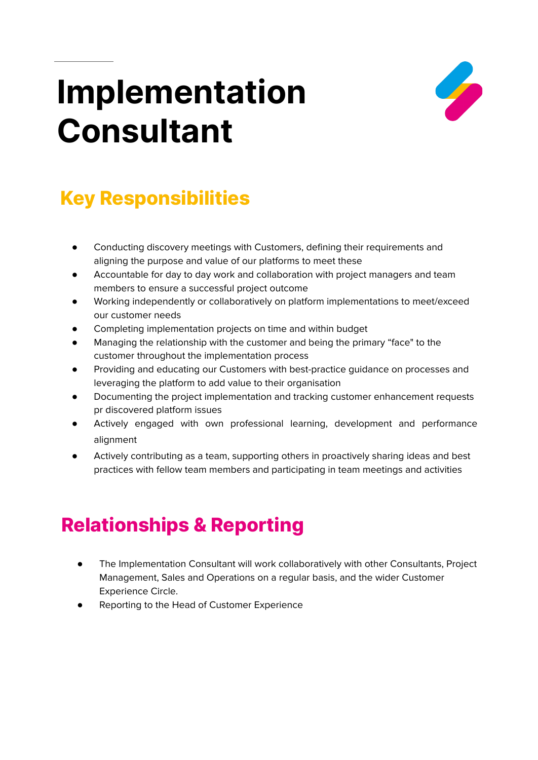# Implementation Consultant

## Key Responsibilities

- Conducting discovery meetings with Customers, defining their requirements and aligning the purpose and value of our platforms to meet these
- Accountable for day to day work and collaboration with project managers and team members to ensure a successful project outcome
- Working independently or collaboratively on platform implementations to meet/exceed our customer needs
- Completing implementation projects on time and within budget
- Managing the relationship with the customer and being the primary "face" to the customer throughout the implementation process
- Providing and educating our Customers with best-practice guidance on processes and leveraging the platform to add value to their organisation
- Documenting the project implementation and tracking customer enhancement requests pr discovered platform issues
- Actively engaged with own professional learning, development and performance alignment
- Actively contributing as a team, supporting others in proactively sharing ideas and best practices with fellow team members and participating in team meetings and activities

## Relationships & Reporting

- The Implementation Consultant will work collaboratively with other Consultants, Project Management, Sales and Operations on a regular basis, and the wider Customer Experience Circle.
- Reporting to the Head of Customer Experience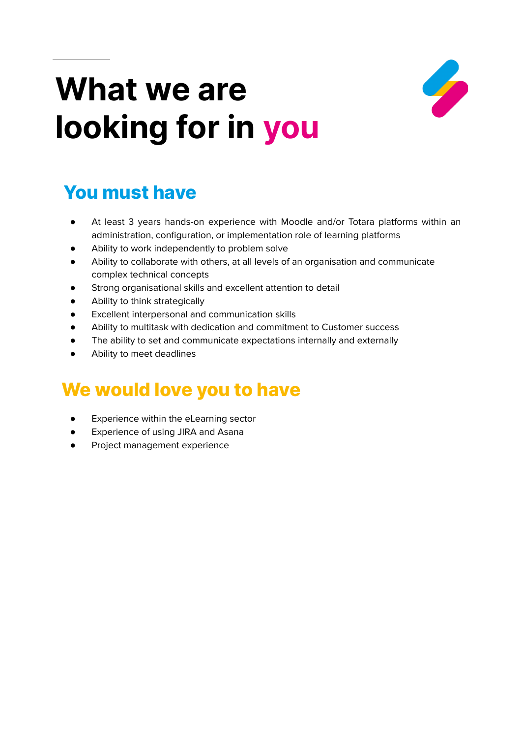# What we are looking for in you

## You must have

- At least 3 years hands-on experience with Moodle and/or Totara platforms within an administration, configuration, or implementation role of learning platforms
- Ability to work independently to problem solve
- Ability to collaborate with others, at all levels of an organisation and communicate complex technical concepts
- Strong organisational skills and excellent attention to detail
- Ability to think strategically
- Excellent interpersonal and communication skills
- Ability to multitask with dedication and commitment to Customer success
- The ability to set and communicate expectations internally and externally
- Ability to meet deadlines

## We would love you to have

- Experience within the eLearning sector
- Experience of using JIRA and Asana
- Project management experience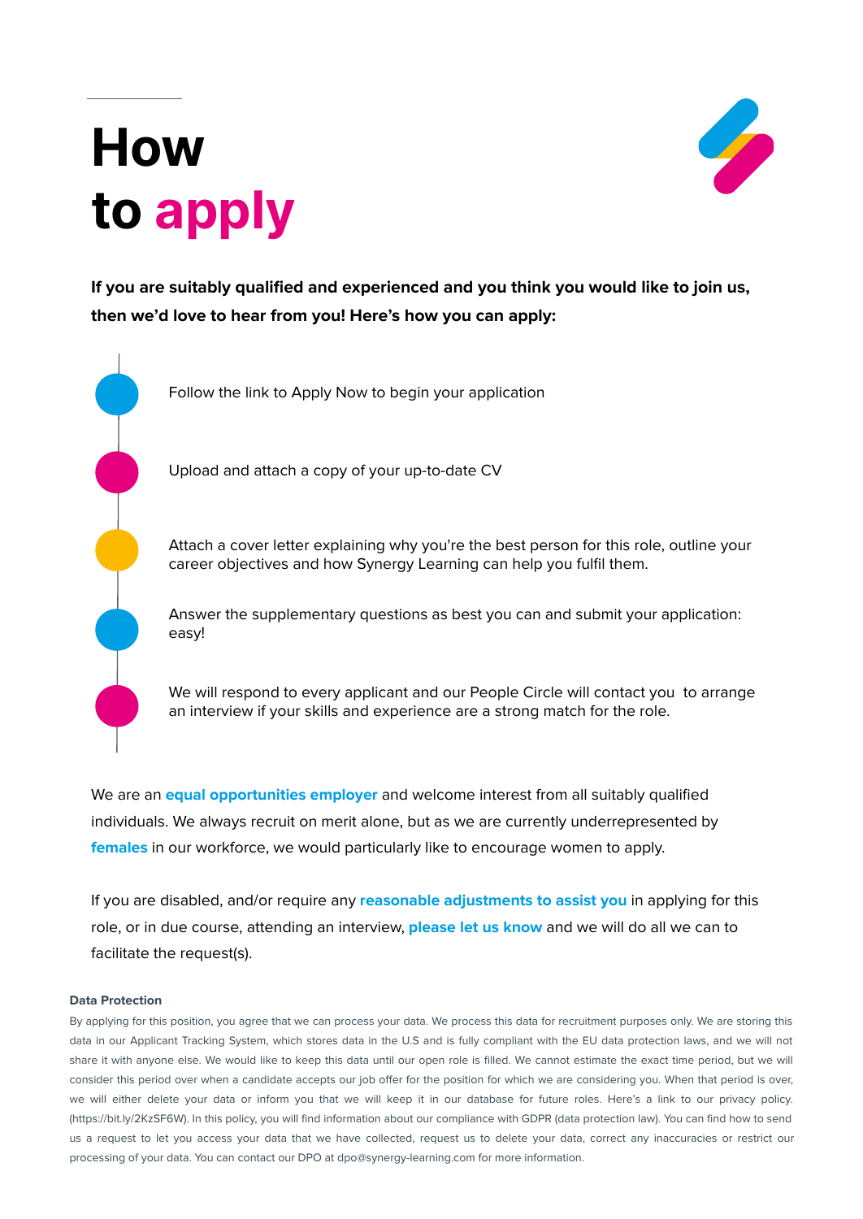# How to apply

**If you are suitably qualified and experienced and you think you would like to join us, then we'd love to hear from you! Here's how you can apply:**

- Follow the link to Apply Now to begin your application
- Upload and attach a copy of your up-to-date CV
- Attach a cover letter explaining why you're the best person for this role, outline your career objectives and how Synergy Learning can help you fulfil them.
- Answer the supplementary questions as best you can and submit your application: easy!
- We will respond to every applicant and our People Circle will contact you to arrange an interview if your skills and experience are a strong match for the role.

We are an **equal opportunities employer** and welcome interest from all suitably qualified individuals. We always recruit on merit alone, but as we are currently underrepresented by **females** in our workforce, we would particularly like to encourage women to apply.

If you are disabled, and/or require any **reasonable adjustments to assist you** in applying for this role, or in due course, attending an interview, **please let us know** and we will do all we can to facilitate the request(s).

**Data Protection**

By applying for this position, you agree that we can process your data. We process this data for recruitment purposes only. We are storing this data in our Applicant Tracking System, which stores data in the U.S and is fully compliant with the EU data protection laws, and we will not share it with anyone else. We would like to keep this data until our open role is filled. We cannot estimate the exact time period, but we will consider this period over when a candidate accepts our job offer for the position for which we are considering you. When that period is over, we will either delete your data or inform you that we will keep it in our database for future roles. Here's a link to our privacy policy. (https://bit.ly/2KzSF6W). In this policy, you will find information about our compliance with GDPR (data protection law). You can find how to send us a request to let you access your data that we have collected, request us to delete your data, correct any inaccuracies or restrict our processing of your data. You can contact our DPO at dpo@synergy-learning.com for more information.